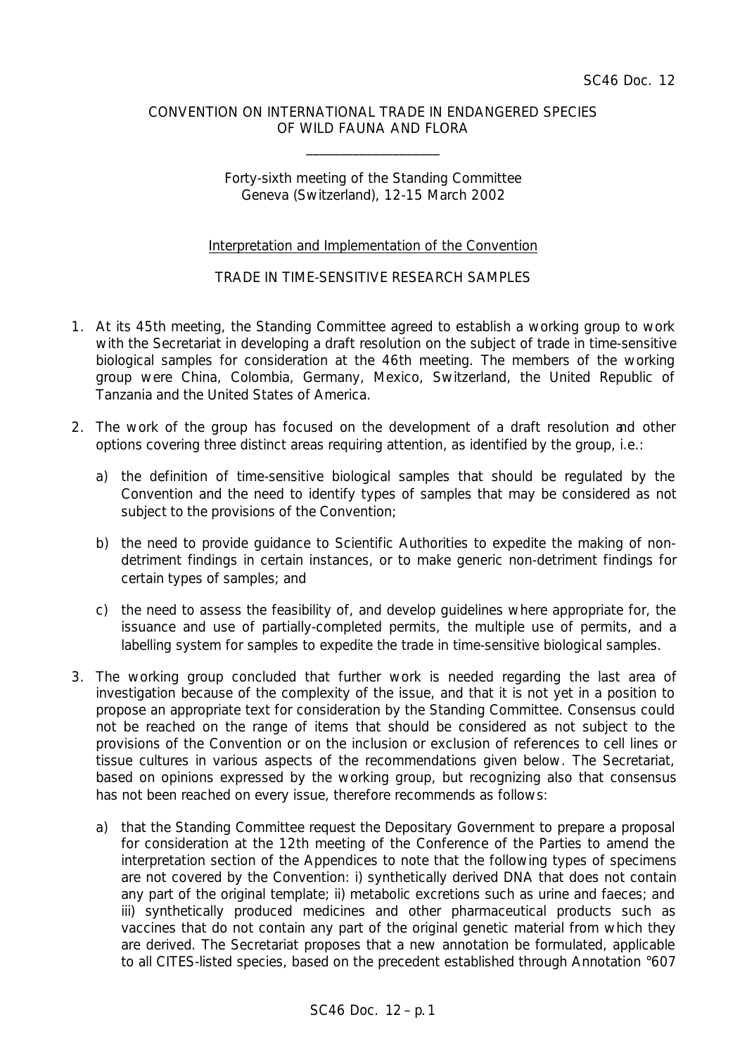SC46 Doc. 12

CONVENTION ON INTERNATIONAL TRADE IN ENDANGERED SPECIES OF WILD FAUNA AND FLORA

___________________

Forty-sixth meeting of the Standing Committee
Geneva (Switzerland), 12-15 March 2002

Interpretation and Implementation of the Convention

TRADE IN TIME-SENSITIVE RESEARCH SAMPLES

1. At its 45th meeting, the Standing Committee agreed to establish a working group to work with the Secretariat in developing a draft resolution on the subject of trade in time-sensitive biological samples for consideration at the 46th meeting. The members of the working group were China, Colombia, Germany, Mexico, Switzerland, the United Republic of Tanzania and the United States of America.

2. The work of the group has focused on the development of a draft resolution and other options covering three distinct areas requiring attention, as identified by the group, i.e.:

   a) the definition of time-sensitive biological samples that should be regulated by the Convention and the need to identify types of samples that may be considered as not subject to the provisions of the Convention;

   b) the need to provide guidance to Scientific Authorities to expedite the making of non-detriment findings in certain instances, or to make generic non-detriment findings for certain types of samples; and

   c) the need to assess the feasibility of, and develop guidelines where appropriate for, the issuance and use of partially-completed permits, the multiple use of permits, and a labelling system for samples to expedite the trade in time-sensitive biological samples.

3. The working group concluded that further work is needed regarding the last area of investigation because of the complexity of the issue, and that it is not yet in a position to propose an appropriate text for consideration by the Standing Committee. Consensus could not be reached on the range of items that should be considered as not subject to the provisions of the Convention or on the inclusion or exclusion of references to cell lines or tissue cultures in various aspects of the recommendations given below. The Secretariat, based on opinions expressed by the working group, but recognizing also that consensus has not been reached on every issue, therefore recommends as follows:

   a) that the Standing Committee request the Depositary Government to prepare a proposal for consideration at the 12th meeting of the Conference of the Parties to amend the interpretation section of the Appendices to note that the following types of specimens are not covered by the Convention: i) synthetically derived DNA that does not contain any part of the original template; ii) metabolic excretions such as urine and faeces; and iii) synthetically produced medicines and other pharmaceutical products such as vaccines that do not contain any part of the original genetic material from which they are derived. The Secretariat proposes that a new annotation be formulated, applicable to all CITES-listed species, based on the precedent established through Annotation °607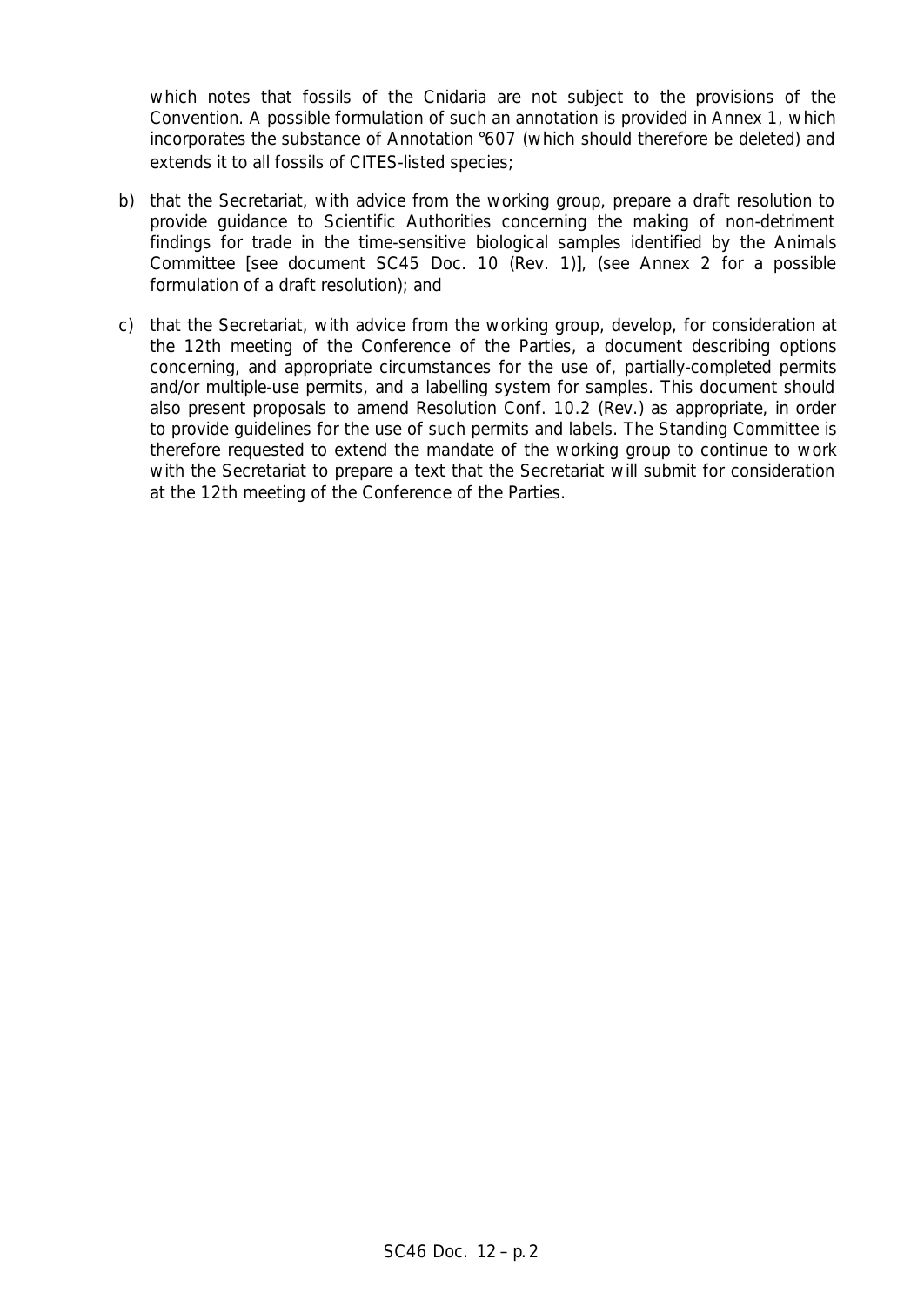which notes that fossils of the Cnidaria are not subject to the provisions of the Convention. A possible formulation of such an annotation is provided in Annex 1, which incorporates the substance of Annotation °607 (which should therefore be deleted) and extends it to all fossils of CITES-listed species;

b) that the Secretariat, with advice from the working group, prepare a draft resolution to provide guidance to Scientific Authorities concerning the making of non-detriment findings for trade in the time-sensitive biological samples identified by the Animals Committee [see document SC45 Doc. 10 (Rev. 1)], (see Annex 2 for a possible formulation of a draft resolution); and

c) that the Secretariat, with advice from the working group, develop, for consideration at the 12th meeting of the Conference of the Parties, a document describing options concerning, and appropriate circumstances for the use of, partially-completed permits and/or multiple-use permits, and a labelling system for samples. This document should also present proposals to amend Resolution Conf. 10.2 (Rev.) as appropriate, in order to provide guidelines for the use of such permits and labels. The Standing Committee is therefore requested to extend the mandate of the working group to continue to work with the Secretariat to prepare a text that the Secretariat will submit for consideration at the 12th meeting of the Conference of the Parties.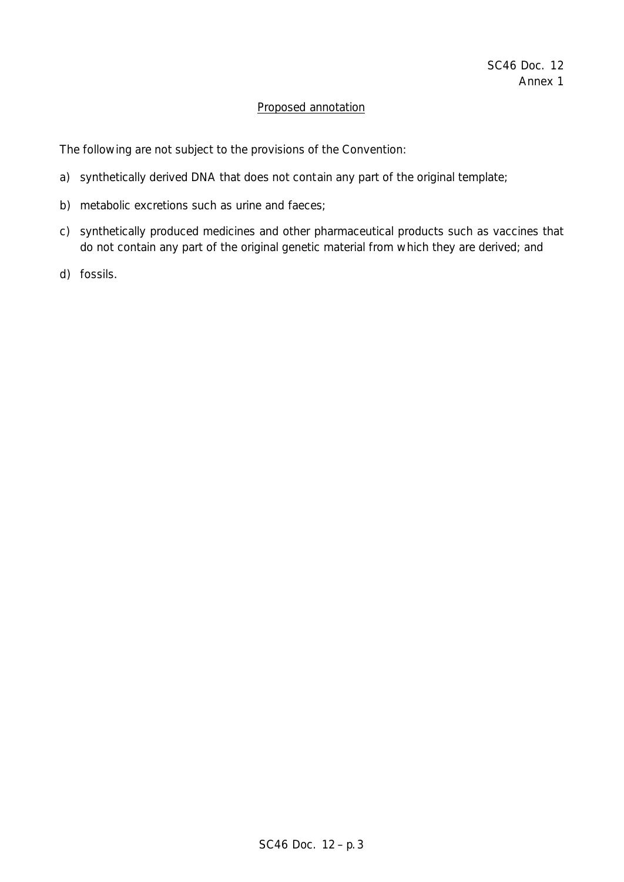SC46 Doc. 12
Annex 1

Proposed annotation

The following are not subject to the provisions of the Convention:

a) synthetically derived DNA that does not contain any part of the original template;

b) metabolic excretions such as urine and faeces;

c) synthetically produced medicines and other pharmaceutical products such as vaccines that do not contain any part of the original genetic material from which they are derived; and

d) fossils.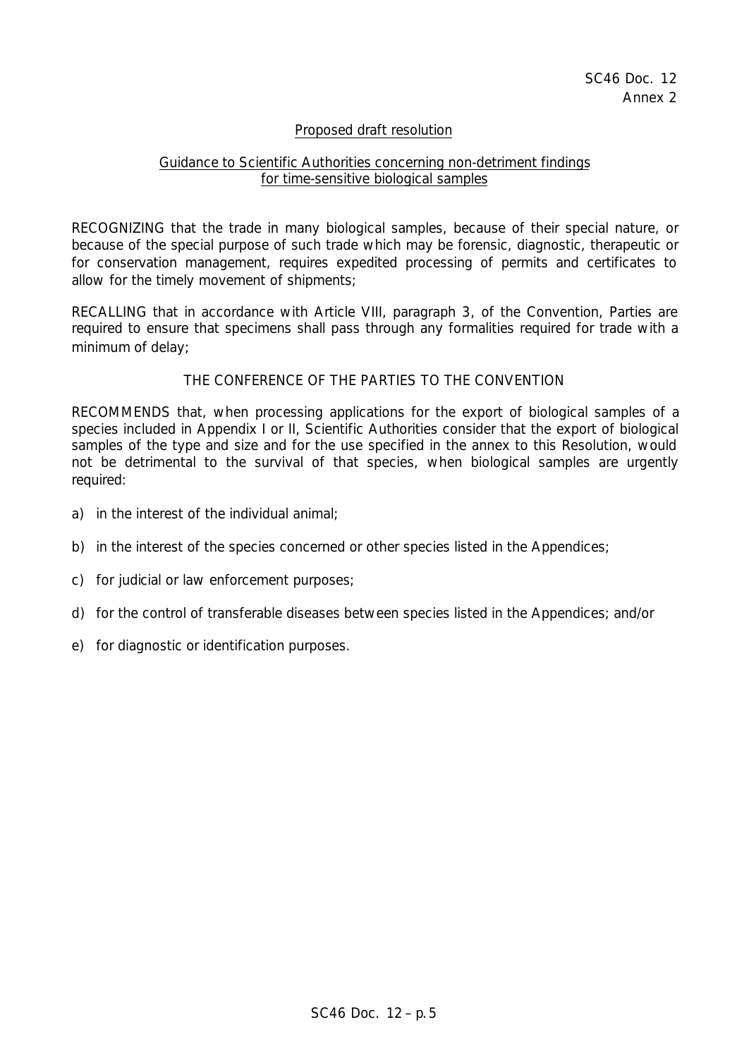SC46 Doc. 12
Annex 2

## Proposed draft resolution

## Guidance to Scientific Authorities concerning non-detriment findings for time-sensitive biological samples

RECOGNIZING that the trade in many biological samples, because of their special nature, or because of the special purpose of such trade which may be forensic, diagnostic, therapeutic or for conservation management, requires expedited processing of permits and certificates to allow for the timely movement of shipments;

RECALLING that in accordance with Article VIII, paragraph 3, of the Convention, Parties are required to ensure that specimens shall pass through any formalities required for trade with a minimum of delay;

THE CONFERENCE OF THE PARTIES TO THE CONVENTION

RECOMMENDS that, when processing applications for the export of biological samples of a species included in Appendix I or II, Scientific Authorities consider that the export of biological samples of the type and size and for the use specified in the annex to this Resolution, would not be detrimental to the survival of that species, when biological samples are urgently required:

a) in the interest of the individual animal;

b) in the interest of the species concerned or other species listed in the Appendices;

c) for judicial or law enforcement purposes;

d) for the control of transferable diseases between species listed in the Appendices; and/or

e) for diagnostic or identification purposes.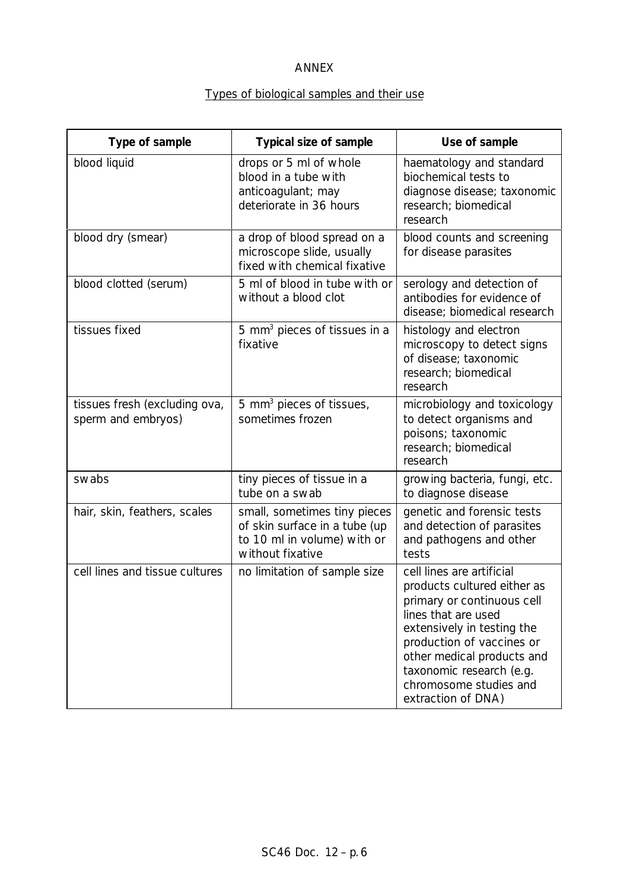ANNEX

Types of biological samples and their use

| Type of sample | Typical size of sample | Use of sample |
|---|---|---|
| blood liquid | drops or 5 ml of whole blood in a tube with anticoagulant; may deteriorate in 36 hours | haematology and standard biochemical tests to diagnose disease; taxonomic research; biomedical research |
| blood dry (smear) | a drop of blood spread on a microscope slide, usually fixed with chemical fixative | blood counts and screening for disease parasites |
| blood clotted (serum) | 5 ml of blood in tube with or without a blood clot | serology and detection of antibodies for evidence of disease; biomedical research |
| tissues fixed | 5 $mm^3$ pieces of tissues in a fixative | histology and electron microscopy to detect signs of disease; taxonomic research; biomedical research |
| tissues fresh (excluding ova, sperm and embryos) | 5 $mm^3$ pieces of tissues, sometimes frozen | microbiology and toxicology to detect organisms and poisons; taxonomic research; biomedical research |
| swabs | tiny pieces of tissue in a tube on a swab | growing bacteria, fungi, etc. to diagnose disease |
| hair, skin, feathers, scales | small, sometimes tiny pieces of skin surface in a tube (up to 10 ml in volume) with or without fixative | genetic and forensic tests and detection of parasites and pathogens and other tests |
| cell lines and tissue cultures | no limitation of sample size | cell lines are artificial products cultured either as primary or continuous cell lines that are used extensively in testing the production of vaccines or other medical products and taxonomic research (e.g. chromosome studies and extraction of DNA) |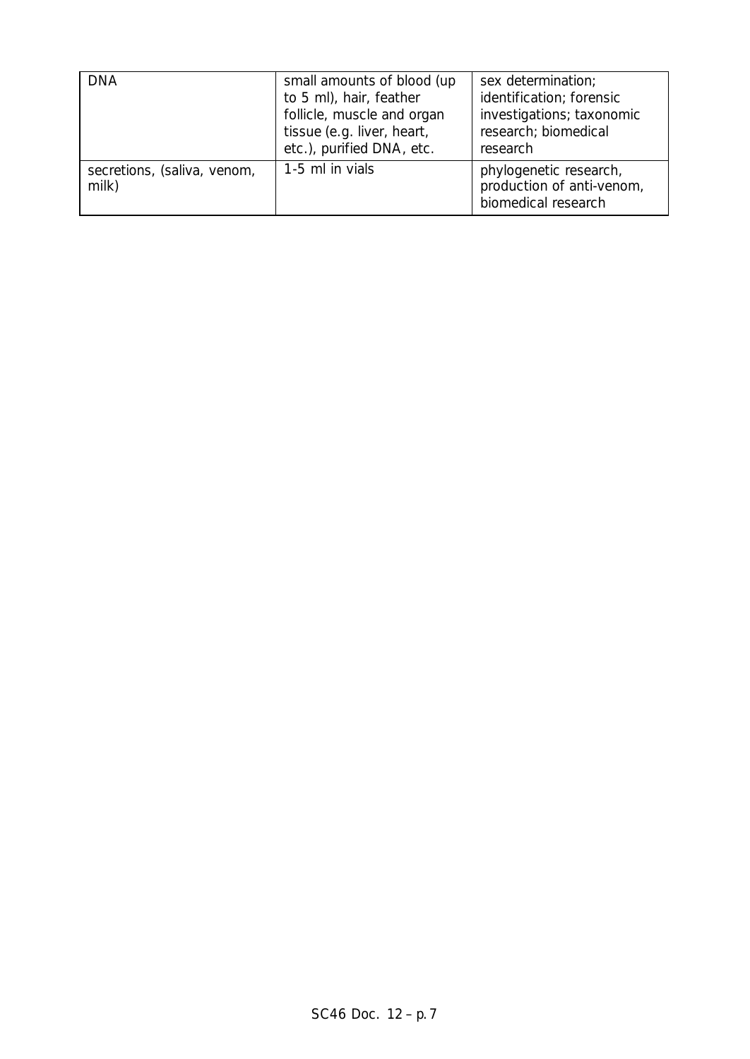| | | |
|---|---|---|
| DNA | small amounts of blood (up to 5 ml), hair, feather follicle, muscle and organ tissue (e.g. liver, heart, etc.), purified DNA, etc. | sex determination; identification; forensic investigations; taxonomic research; biomedical research |
| secretions, (saliva, venom, milk) | 1-5 ml in vials | phylogenetic research, production of anti-venom, biomedical research |